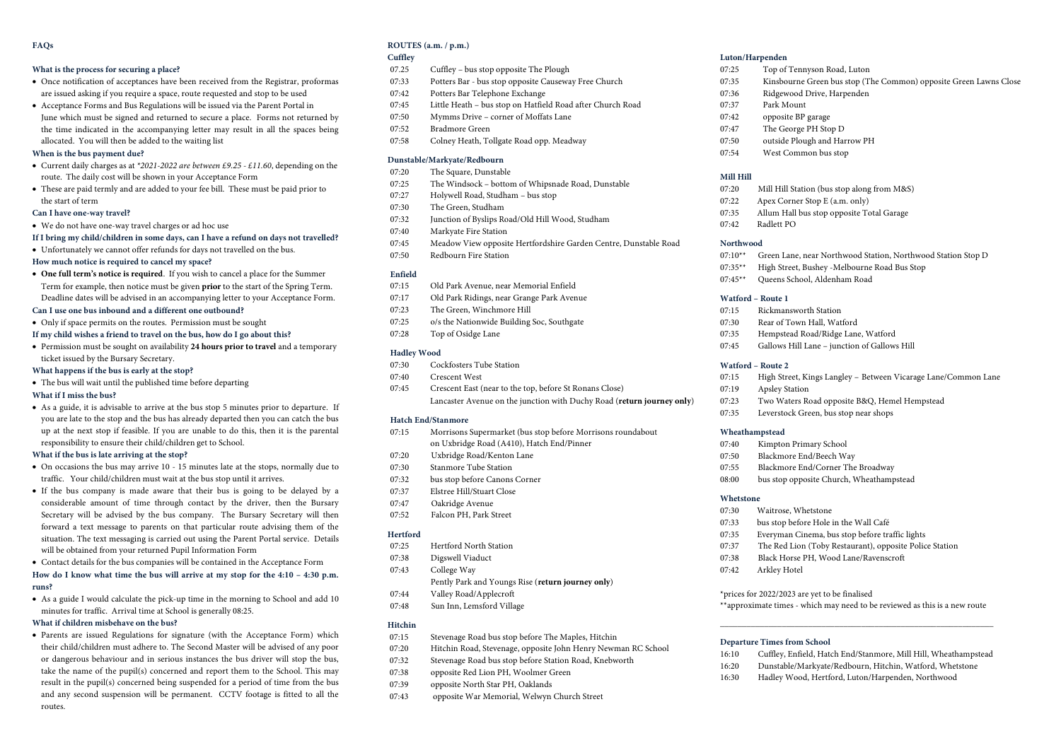## FAQs

**What is the process for securing a place?**

- Once notification of acceptances have been received from the Registrar, proformas are issued asking if you require a space, route requested and stop to be used
- Acceptance Forms and Bus Regulations will be issued via the Parent Portal in June which must be signed and returned to secure a place. Forms not returned by the time indicated in the accompanying letter may result in all the spaces being allocated. You will then be added to the waiting list

**When is the bus payment due?**

- Current daily charges as at *\*2021-2022 are between £9.25 - £11.60*, depending on the route. The daily cost will be shown in your Acceptance Form
- These are paid termly and are added to your fee bill. These must be paid prior to the start of term

**Can I have one-way travel?**

- We do not have one-way travel charges or ad hoc use

**If I bring my child/children in some days, can I have a refund on days not travelled?**

- Unfortunately we cannot offer refunds for days not travelled on the bus.

**How much notice is required to cancel my space?**

- **One full term's notice is required**. If you wish to cancel a place for the Summer Term for example, then notice must be given **prior** to the start of the Spring Term. Deadline dates will be advised in an accompanying letter to your Acceptance Form.

**Can I use one bus inbound and a different one outbound?**

- Only if space permits on the routes. Permission must be sought

**If my child wishes a friend to travel on the bus, how do I go about this?**

- Permission must be sought on availability **24 hours prior to travel** and a temporary ticket issued by the Bursary Secretary.

**What happens if the bus is early at the stop?**

- The bus will wait until the published time before departing

**What if I miss the bus?**

- As a guide, it is advisable to arrive at the bus stop 5 minutes prior to departure. If you are late to the stop and the bus has already departed then you can catch the bus up at the next stop if feasible. If you are unable to do this, then it is the parental responsibility to ensure their child/children get to School.

**What if the bus is late arriving at the stop?**

- On occasions the bus may arrive 10 - 15 minutes late at the stops, normally due to traffic. Your child/children must wait at the bus stop until it arrives.
- If the bus company is made aware that their bus is going to be delayed by a considerable amount of time through contact by the driver, then the Bursary Secretary will be advised by the bus company. The Bursary Secretary will then forward a text message to parents on that particular route advising them of the situation. The text messaging is carried out using the Parent Portal service. Details will be obtained from your returned Pupil Information Form
- Contact details for the bus companies will be contained in the Acceptance Form

**How do I know what time the bus will arrive at my stop for the 4:10 – 4:30 p.m. runs?**

- As a guide I would calculate the pick-up time in the morning to School and add 10 minutes for traffic. Arrival time at School is generally 08:25.

**What if children misbehave on the bus?**

- Parents are issued Regulations for signature (with the Acceptance Form) which their child/children must adhere to. The Second Master will be advised of any poor or dangerous behaviour and in serious instances the bus driver will stop the bus, take the name of the pupil(s) concerned and report them to the School. This may result in the pupil(s) concerned being suspended for a period of time from the bus and any second suspension will be permanent. CCTV footage is fitted to all the routes.

## ROUTES (a.m. / p.m.)

### Cuffley

| | |
|---|---|
| 07.25 | Cuffley – bus stop opposite The Plough |
| 07:33 | Potters Bar - bus stop opposite Causeway Free Church |
| 07:42 | Potters Bar Telephone Exchange |
| 07:45 | Little Heath – bus stop on Hatfield Road after Church Road |
| 07:50 | Mymms Drive – corner of Moffats Lane |
| 07:52 | Bradmore Green |
| 07:58 | Colney Heath, Tollgate Road opp. Meadway |

### Dunstable/Markyate/Redbourn

| | |
|---|---|
| 07:20 | The Square, Dunstable |
| 07:25 | The Windsock – bottom of Whipsnade Road, Dunstable |
| 07:27 | Holywell Road, Studham – bus stop |
| 07:30 | The Green, Studham |
| 07:32 | Junction of Byslips Road/Old Hill Wood, Studham |
| 07:40 | Markyate Fire Station |
| 07:45 | Meadow View opposite Hertfordshire Garden Centre, Dunstable Road |
| 07:50 | Redbourn Fire Station |

### Enfield

| | |
|---|---|
| 07:15 | Old Park Avenue, near Memorial Enfield |
| 07:17 | Old Park Ridings, near Grange Park Avenue |
| 07:23 | The Green, Winchmore Hill |
| 07:25 | o/s the Nationwide Building Soc, Southgate |
| 07:28 | Top of Osidge Lane |

### Hadley Wood

| | |
|---|---|
| 07:30 | Cockfosters Tube Station |
| 07:40 | Crescent West |
| 07:45 | Crescent East (near to the top, before St Ronans Close) |
| | Lancaster Avenue on the junction with Duchy Road (**return journey only**) |

### Hatch End/Stanmore

| | |
|---|---|
| 07:15 | Morrisons Supermarket (bus stop before Morrisons roundabout on Uxbridge Road (A410), Hatch End/Pinner |
| 07:20 | Uxbridge Road/Kenton Lane |
| 07:30 | Stanmore Tube Station |
| 07:32 | bus stop before Canons Corner |
| 07:37 | Elstree Hill/Stuart Close |
| 07:47 | Oakridge Avenue |
| 07:52 | Falcon PH, Park Street |

### Hertford

| | |
|---|---|
| 07:25 | Hertford North Station |
| 07:38 | Digswell Viaduct |
| 07:43 | College Way |
| | Pently Park and Youngs Rise (**return journey only**) |
| 07:44 | Valley Road/Applecroft |
| 07:48 | Sun Inn, Lemsford Village |

### Hitchin

| | |
|---|---|
| 07:15 | Stevenage Road bus stop before The Maples, Hitchin |
| 07:20 | Hitchin Road, Stevenage, opposite John Henry Newman RC School |
| 07:32 | Stevenage Road bus stop before Station Road, Knebworth |
| 07:38 | opposite Red Lion PH, Woolmer Green |
| 07:39 | opposite North Star PH, Oaklands |
| 07:43 | opposite War Memorial, Welwyn Church Street |

### Luton/Harpenden

| | |
|---|---|
| 07:25 | Top of Tennyson Road, Luton |
| 07:35 | Kinsbourne Green bus stop (The Common) opposite Green Lawns Close |
| 07:36 | Ridgewood Drive, Harpenden |
| 07:37 | Park Mount |
| 07:42 | opposite BP garage |
| 07:47 | The George PH Stop D |
| 07:50 | outside Plough and Harrow PH |
| 07:54 | West Common bus stop |

### Mill Hill

| | |
|---|---|
| 07:20 | Mill Hill Station (bus stop along from M&S) |
| 07:22 | Apex Corner Stop E (a.m. only) |
| 07:35 | Allum Hall bus stop opposite Total Garage |
| 07:42 | Radlett PO |

### Northwood

| | |
|---|---|
| 07:10** | Green Lane, near Northwood Station, Northwood Station Stop D |
| 07:35** | High Street, Bushey -Melbourne Road Bus Stop |
| 07:45** | Queens School, Aldenham Road |

### Watford – Route 1

| | |
|---|---|
| 07:15 | Rickmansworth Station |
| 07:30 | Rear of Town Hall, Watford |
| 07:35 | Hempstead Road/Ridge Lane, Watford |
| 07:45 | Gallows Hill Lane – junction of Gallows Hill |

### Watford – Route 2

| | |
|---|---|
| 07:15 | High Street, Kings Langley – Between Vicarage Lane/Common Lane |
| 07:19 | Apsley Station |
| 07:23 | Two Waters Road opposite B&Q, Hemel Hempstead |
| 07:35 | Leverstock Green, bus stop near shops |

### Wheathampstead

| | |
|---|---|
| 07:40 | Kimpton Primary School |
| 07:50 | Blackmore End/Beech Way |
| 07:55 | Blackmore End/Corner The Broadway |
| 08:00 | bus stop opposite Church, Wheathampstead |

### Whetstone

| | |
|---|---|
| 07:30 | Waitrose, Whetstone |
| 07:33 | bus stop before Hole in the Wall Café |
| 07:35 | Everyman Cinema, bus stop before traffic lights |
| 07:37 | The Red Lion (Toby Restaurant), opposite Police Station |
| 07:38 | Black Horse PH, Wood Lane/Ravenscroft |
| 07:42 | Arkley Hotel |

\*prices for 2022/2023 are yet to be finalised

\**approximate times - which may need to be reviewed as this is a new route

---

### Departure Times from School

| | |
|---|---|
| 16:10 | Cuffley, Enfield, Hatch End/Stanmore, Mill Hill, Wheathampstead |
| 16:20 | Dunstable/Markyate/Redbourn, Hitchin, Watford, Whetstone |
| 16:30 | Hadley Wood, Hertford, Luton/Harpenden, Northwood |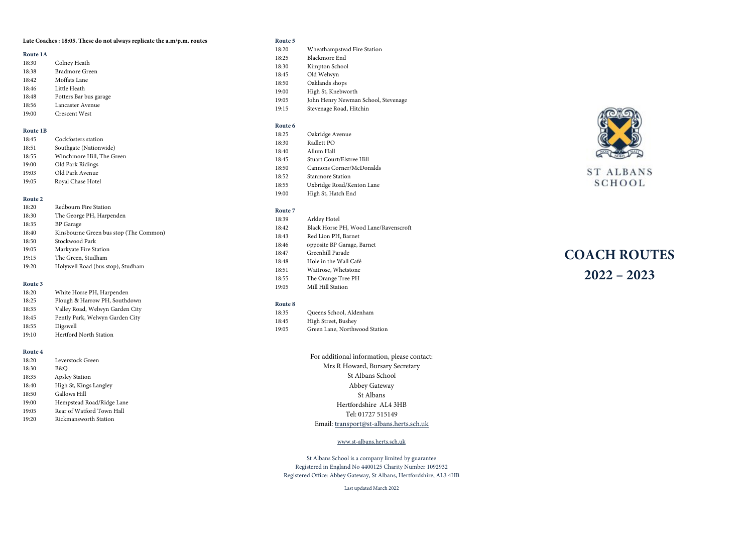**Late Coaches : 18:05. These do not always replicate the a.m/p.m. routes**

**Route 1A**

| | |
|---|---|
| 18:30 | Colney Heath |
| 18:38 | Bradmore Green |
| 18:42 | Moffats Lane |
| 18:46 | Little Heath |
| 18:48 | Potters Bar bus garage |
| 18:56 | Lancaster Avenue |
| 19:00 | Crescent West |

**Route 1B**

| | |
|---|---|
| 18:45 | Cockfosters station |
| 18:51 | Southgate (Nationwide) |
| 18:55 | Winchmore Hill, The Green |
| 19:00 | Old Park Ridings |
| 19:03 | Old Park Avenue |
| 19:05 | Royal Chase Hotel |

**Route 2**

| | |
|---|---|
| 18:20 | Redbourn Fire Station |
| 18:30 | The George PH, Harpenden |
| 18:35 | BP Garage |
| 18:40 | Kinsbourne Green bus stop (The Common) |
| 18:50 | Stockwood Park |
| 19:05 | Markyate Fire Station |
| 19:15 | The Green, Studham |
| 19:20 | Holywell Road (bus stop), Studham |

**Route 3**

| | |
|---|---|
| 18:20 | White Horse PH, Harpenden |
| 18:25 | Plough & Harrow PH, Southdown |
| 18:35 | Valley Road, Welwyn Garden City |
| 18:45 | Pently Park, Welwyn Garden City |
| 18:55 | Digswell |
| 19:10 | Hertford North Station |

**Route 4**

| | |
|---|---|
| 18:20 | Leverstock Green |
| 18:30 | B&Q |
| 18:35 | Apsley Station |
| 18:40 | High St, Kings Langley |
| 18:50 | Gallows Hill |
| 19:00 | Hempstead Road/Ridge Lane |
| 19:05 | Rear of Watford Town Hall |
| 19:20 | Rickmansworth Station |

**Route 5**

| | |
|---|---|
| 18:20 | Wheathampstead Fire Station |
| 18:25 | Blackmore End |
| 18:30 | Kimpton School |
| 18:45 | Old Welwyn |
| 18:50 | Oaklands shops |
| 19:00 | High St, Knebworth |
| 19:05 | John Henry Newman School, Stevenage |
| 19:15 | Stevenage Road, Hitchin |

**Route 6**

| | |
|---|---|
| 18:25 | Oakridge Avenue |
| 18:30 | Radlett PO |
| 18:40 | Allum Hall |
| 18:45 | Stuart Court/Elstree Hill |
| 18:50 | Cannons Corner/McDonalds |
| 18:52 | Stanmore Station |
| 18:55 | Uxbridge Road/Kenton Lane |
| 19:00 | High St, Hatch End |

**Route 7**

| | |
|---|---|
| 18:39 | Arkley Hotel |
| 18:42 | Black Horse PH, Wood Lane/Ravenscroft |
| 18:43 | Red Lion PH, Barnet |
| 18:46 | opposite BP Garage, Barnet |
| 18:47 | Greenhill Parade |
| 18:48 | Hole in the Wall Café |
| 18:51 | Waitrose, Whetstone |
| 18:55 | The Orange Tree PH |
| 19:05 | Mill Hill Station |

**Route 8**

| | |
|---|---|
| 18:35 | Queens School, Aldenham |
| 18:45 | High Street, Bushey |
| 19:05 | Green Lane, Northwood Station |

For additional information, please contact:
Mrs R Howard, Bursary Secretary
St Albans School
Abbey Gateway
St Albans
Hertfordshire AL4 3HB
Tel: 01727 515149
Email: transport@st-albans.herts.sch.uk

www.st-albans.herts.sch.uk

St Albans School is a company limited by guarantee
Registered in England No 4400125 Charity Number 1092932
Registered Office: Abbey Gateway, St Albans, Hertfordshire, AL3 4HB

Last updated March 2022

ST ALBANS SCHOOL

# COACH ROUTES 2022 – 2023